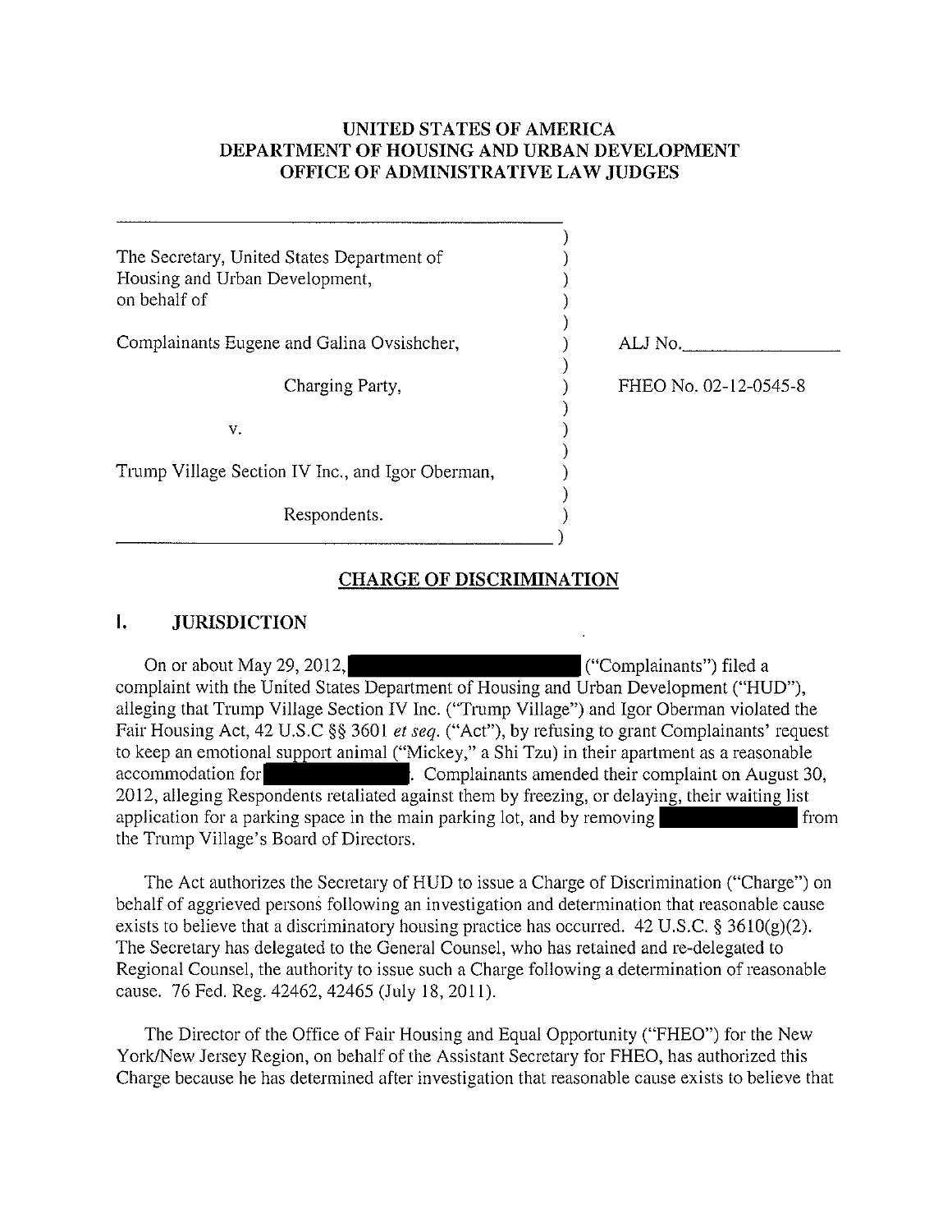# UNITED STATES OF AMERICA
# DEPARTMENT OF HOUSING AND URBAN DEVELOPMENT
# OFFICE OF ADMINISTRATIVE LAW JUDGES

| | |
|---|---|
| The Secretary, United States Department of Housing and Urban Development, on behalf of | |
| Complainants Eugene and Galina Ovsishcher, | ALJ No.\_\_\_\_\_\_\_\_\_\_\_\_\_\_ |
| Charging Party, | FHEO No. 02-12-0545-8 |
| v. | |
| Trump Village Section IV Inc., and Igor Oberman, | |
| Respondents. | |

## CHARGE OF DISCRIMINATION

## I. JURISDICTION

On or about May 29, 2012, [REDACTED] ("Complainants") filed a complaint with the United States Department of Housing and Urban Development ("HUD"), alleging that Trump Village Section IV Inc. ("Trump Village") and Igor Oberman violated the Fair Housing Act, 42 U.S.C §§ 3601 *et seq.* ("Act"), by refusing to grant Complainants' request to keep an emotional support animal ("Mickey," a Shi Tzu) in their apartment as a reasonable accommodation for [REDACTED]. Complainants amended their complaint on August 30, 2012, alleging Respondents retaliated against them by freezing, or delaying, their waiting list application for a parking space in the main parking lot, and by removing [REDACTED] from the Trump Village's Board of Directors.

The Act authorizes the Secretary of HUD to issue a Charge of Discrimination ("Charge") on behalf of aggrieved persons following an investigation and determination that reasonable cause exists to believe that a discriminatory housing practice has occurred. 42 U.S.C. § 3610(g)(2). The Secretary has delegated to the General Counsel, who has retained and re-delegated to Regional Counsel, the authority to issue such a Charge following a determination of reasonable cause. 76 Fed. Reg. 42462, 42465 (July 18, 2011).

The Director of the Office of Fair Housing and Equal Opportunity ("FHEO") for the New York/New Jersey Region, on behalf of the Assistant Secretary for FHEO, has authorized this Charge because he has determined after investigation that reasonable cause exists to believe that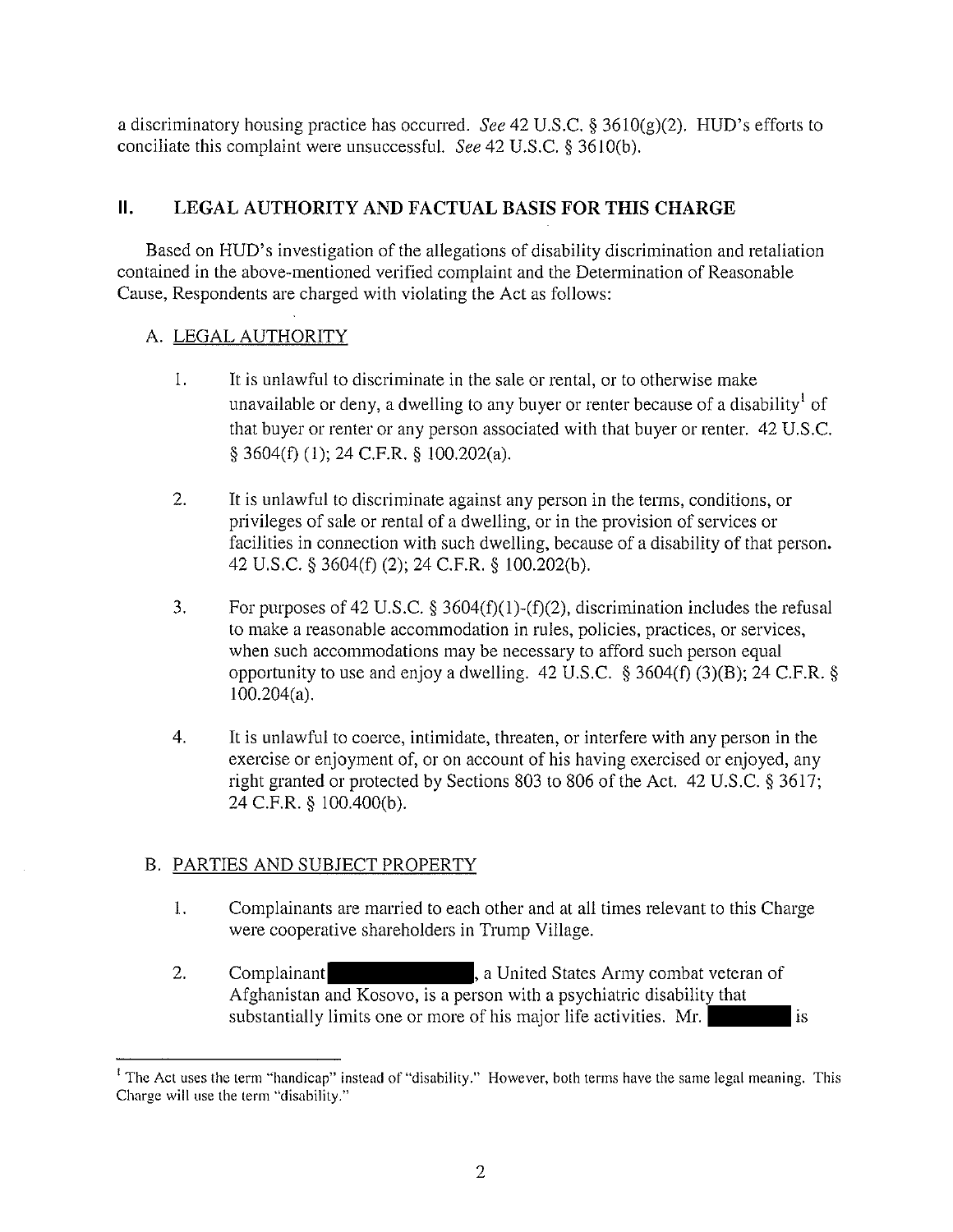a discriminatory housing practice has occurred. *See* 42 U.S.C. § 3610(g)(2). HUD's efforts to conciliate this complaint were unsuccessful. *See* 42 U.S.C. § 3610(b).

## II. LEGAL AUTHORITY AND FACTUAL BASIS FOR THIS CHARGE

Based on HUD's investigation of the allegations of disability discrimination and retaliation contained in the above-mentioned verified complaint and the Determination of Reasonable Cause, Respondents are charged with violating the Act as follows:

### A. LEGAL AUTHORITY

1. It is unlawful to discriminate in the sale or rental, or to otherwise make unavailable or deny, a dwelling to any buyer or renter because of a disability[1] of that buyer or renter or any person associated with that buyer or renter. 42 U.S.C. § 3604(f) (1); 24 C.F.R. § 100.202(a).

2. It is unlawful to discriminate against any person in the terms, conditions, or privileges of sale or rental of a dwelling, or in the provision of services or facilities in connection with such dwelling, because of a disability of that person. 42 U.S.C. § 3604(f) (2); 24 C.F.R. § 100.202(b).

3. For purposes of 42 U.S.C. § 3604(f)(1)-(f)(2), discrimination includes the refusal to make a reasonable accommodation in rules, policies, practices, or services, when such accommodations may be necessary to afford such person equal opportunity to use and enjoy a dwelling. 42 U.S.C. § 3604(f) (3)(B); 24 C.F.R. § 100.204(a).

4. It is unlawful to coerce, intimidate, threaten, or interfere with any person in the exercise or enjoyment of, or on account of his having exercised or enjoyed, any right granted or protected by Sections 803 to 806 of the Act. 42 U.S.C. § 3617; 24 C.F.R. § 100.400(b).

### B. PARTIES AND SUBJECT PROPERTY

1. Complainants are married to each other and at all times relevant to this Charge were cooperative shareholders in Trump Village.

2. Complainant [REDACTED], a United States Army combat veteran of Afghanistan and Kosovo, is a person with a psychiatric disability that substantially limits one or more of his major life activities. Mr. [REDACTED] is

[1] The Act uses the term "handicap" instead of "disability." However, both terms have the same legal meaning. This Charge will use the term "disability."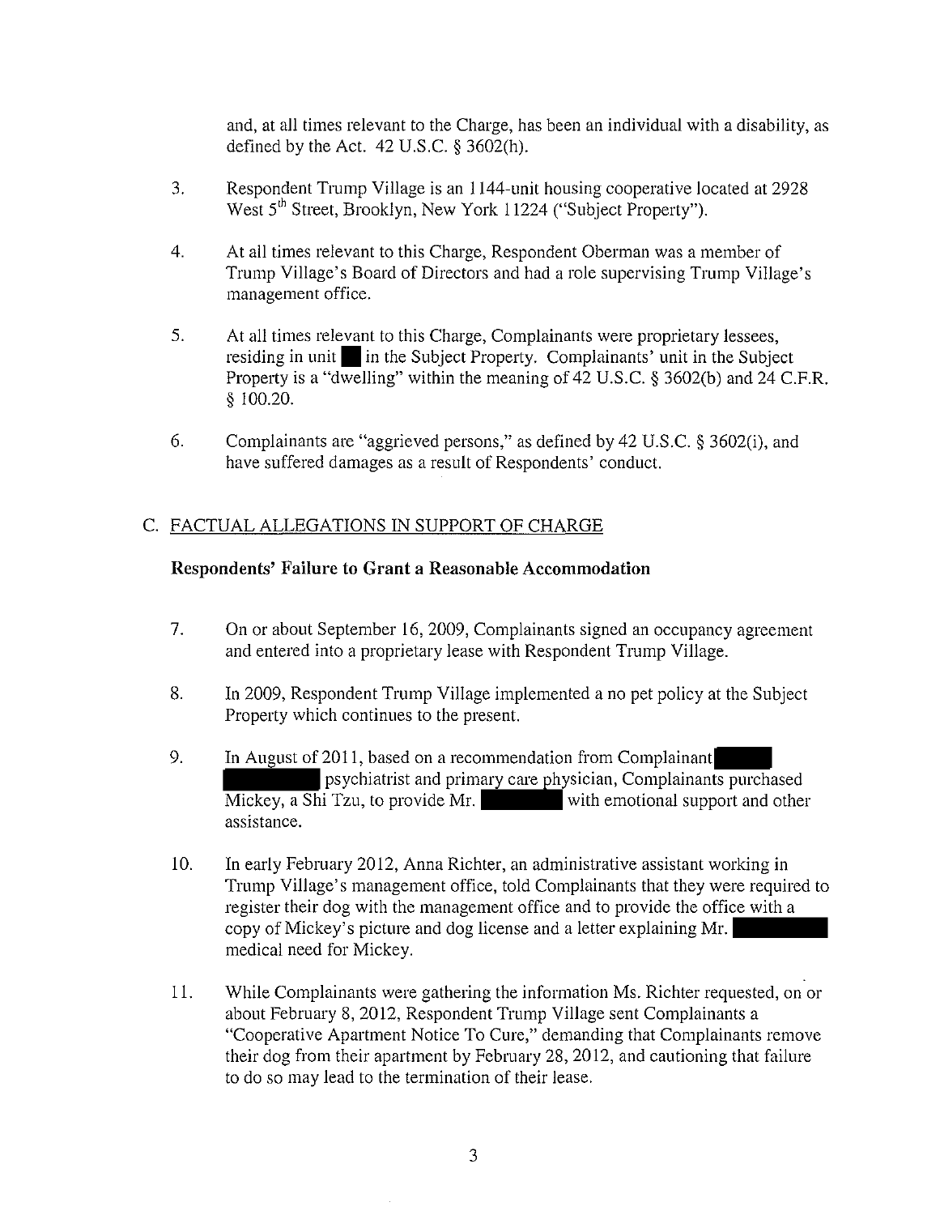and, at all times relevant to the Charge, has been an individual with a disability, as defined by the Act. 42 U.S.C. § 3602(h).

3. Respondent Trump Village is an 1144-unit housing cooperative located at 2928 West 5th Street, Brooklyn, New York 11224 ("Subject Property").

4. At all times relevant to this Charge, Respondent Oberman was a member of Trump Village's Board of Directors and had a role supervising Trump Village's management office.

5. At all times relevant to this Charge, Complainants were proprietary lessees, residing in unit ███ in the Subject Property. Complainants' unit in the Subject Property is a "dwelling" within the meaning of 42 U.S.C. § 3602(b) and 24 C.F.R. § 100.20.

6. Complainants are "aggrieved persons," as defined by 42 U.S.C. § 3602(i), and have suffered damages as a result of Respondents' conduct.

## C. FACTUAL ALLEGATIONS IN SUPPORT OF CHARGE

**Respondents' Failure to Grant a Reasonable Accommodation**

7. On or about September 16, 2009, Complainants signed an occupancy agreement and entered into a proprietary lease with Respondent Trump Village.

8. In 2009, Respondent Trump Village implemented a no pet policy at the Subject Property which continues to the present.

9. In August of 2011, based on a recommendation from Complainant ███ ███ psychiatrist and primary care physician, Complainants purchased Mickey, a Shi Tzu, to provide Mr. ███ with emotional support and other assistance.

10. In early February 2012, Anna Richter, an administrative assistant working in Trump Village's management office, told Complainants that they were required to register their dog with the management office and to provide the office with a copy of Mickey's picture and dog license and a letter explaining Mr. ███ medical need for Mickey.

11. While Complainants were gathering the information Ms. Richter requested, on or about February 8, 2012, Respondent Trump Village sent Complainants a "Cooperative Apartment Notice To Cure," demanding that Complainants remove their dog from their apartment by February 28, 2012, and cautioning that failure to do so may lead to the termination of their lease.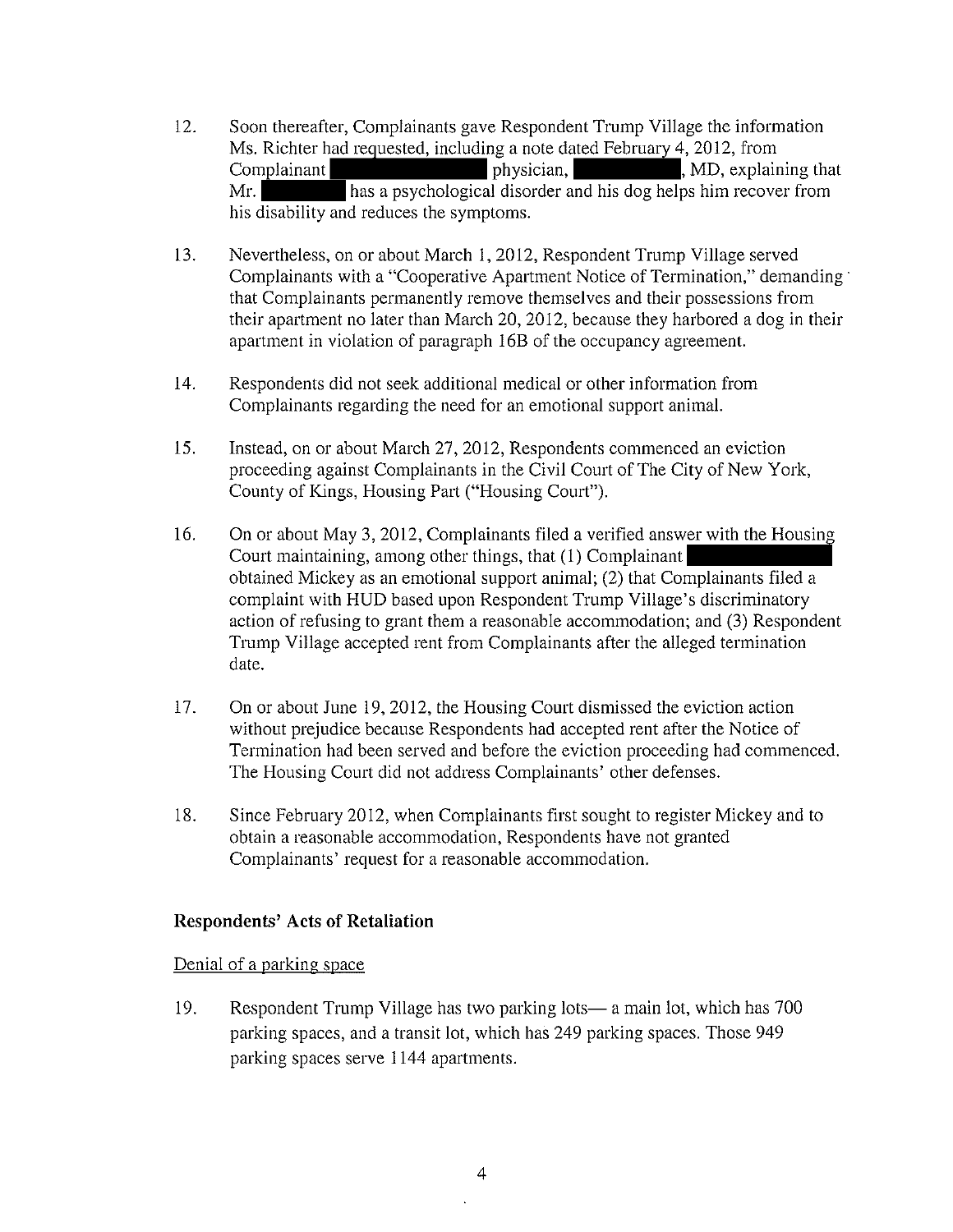12. Soon thereafter, Complainants gave Respondent Trump Village the information Ms. Richter had requested, including a note dated February 4, 2012, from Complainant ████████ physician, ████████, MD, explaining that Mr. ████████ has a psychological disorder and his dog helps him recover from his disability and reduces the symptoms.

13. Nevertheless, on or about March 1, 2012, Respondent Trump Village served Complainants with a "Cooperative Apartment Notice of Termination," demanding that Complainants permanently remove themselves and their possessions from their apartment no later than March 20, 2012, because they harbored a dog in their apartment in violation of paragraph 16B of the occupancy agreement.

14. Respondents did not seek additional medical or other information from Complainants regarding the need for an emotional support animal.

15. Instead, on or about March 27, 2012, Respondents commenced an eviction proceeding against Complainants in the Civil Court of The City of New York, County of Kings, Housing Part ("Housing Court").

16. On or about May 3, 2012, Complainants filed a verified answer with the Housing Court maintaining, among other things, that (1) Complainant ████████ obtained Mickey as an emotional support animal; (2) that Complainants filed a complaint with HUD based upon Respondent Trump Village's discriminatory action of refusing to grant them a reasonable accommodation; and (3) Respondent Trump Village accepted rent from Complainants after the alleged termination date.

17. On or about June 19, 2012, the Housing Court dismissed the eviction action without prejudice because Respondents had accepted rent after the Notice of Termination had been served and before the eviction proceeding had commenced. The Housing Court did not address Complainants' other defenses.

18. Since February 2012, when Complainants first sought to register Mickey and to obtain a reasonable accommodation, Respondents have not granted Complainants' request for a reasonable accommodation.

**Respondents' Acts of Retaliation**

Denial of a parking space

19. Respondent Trump Village has two parking lots— a main lot, which has 700 parking spaces, and a transit lot, which has 249 parking spaces. Those 949 parking spaces serve 1144 apartments.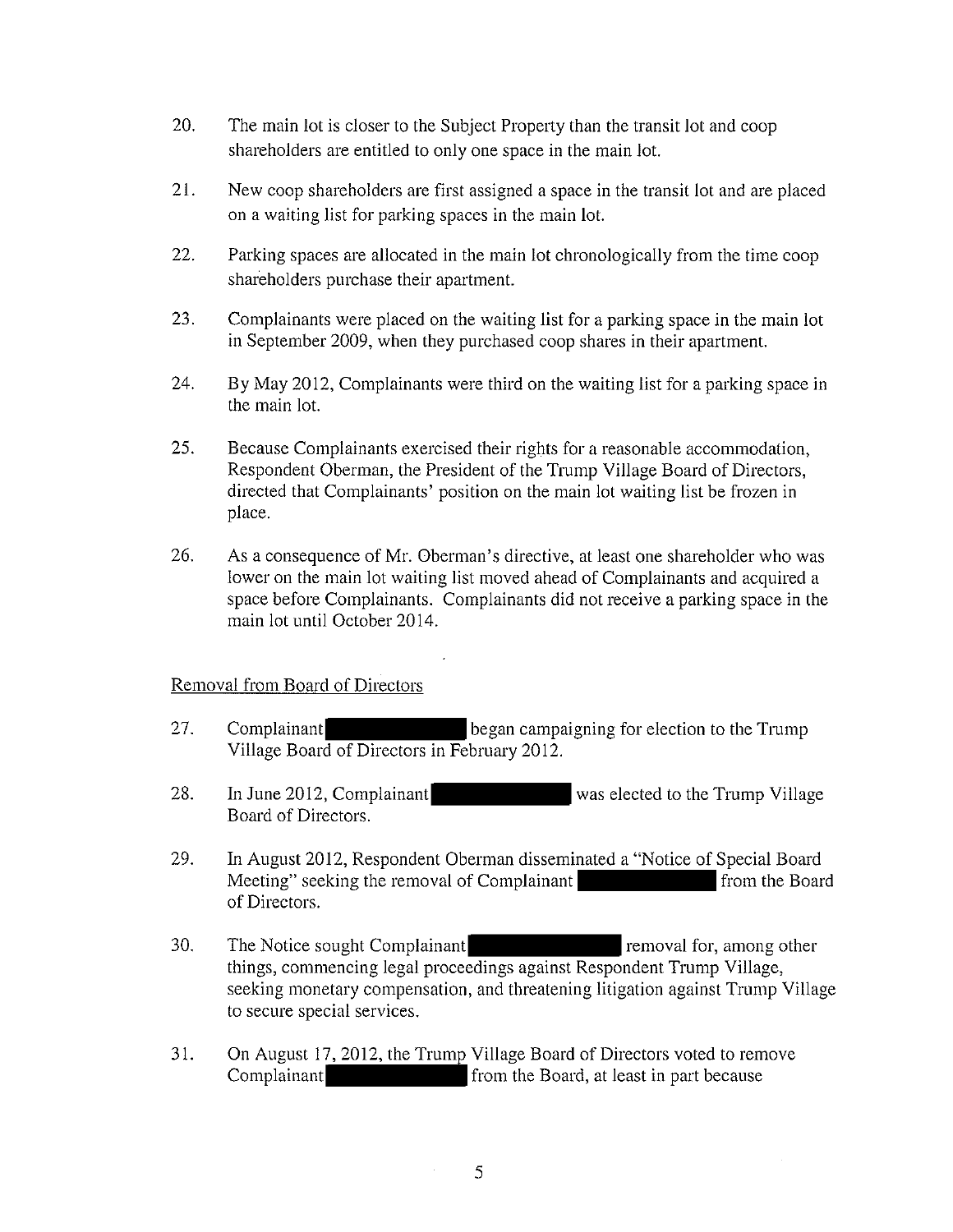20. The main lot is closer to the Subject Property than the transit lot and coop shareholders are entitled to only one space in the main lot.

21. New coop shareholders are first assigned a space in the transit lot and are placed on a waiting list for parking spaces in the main lot.

22. Parking spaces are allocated in the main lot chronologically from the time coop shareholders purchase their apartment.

23. Complainants were placed on the waiting list for a parking space in the main lot in September 2009, when they purchased coop shares in their apartment.

24. By May 2012, Complainants were third on the waiting list for a parking space in the main lot.

25. Because Complainants exercised their rights for a reasonable accommodation, Respondent Oberman, the President of the Trump Village Board of Directors, directed that Complainants' position on the main lot waiting list be frozen in place.

26. As a consequence of Mr. Oberman's directive, at least one shareholder who was lower on the main lot waiting list moved ahead of Complainants and acquired a space before Complainants. Complainants did not receive a parking space in the main lot until October 2014.

<u>Removal from Board of Directors</u>

27. Complainant ██████████ began campaigning for election to the Trump Village Board of Directors in February 2012.

28. In June 2012, Complainant ██████████ was elected to the Trump Village Board of Directors.

29. In August 2012, Respondent Oberman disseminated a "Notice of Special Board Meeting" seeking the removal of Complainant ██████████ from the Board of Directors.

30. The Notice sought Complainant ██████████ removal for, among other things, commencing legal proceedings against Respondent Trump Village, seeking monetary compensation, and threatening litigation against Trump Village to secure special services.

31. On August 17, 2012, the Trump Village Board of Directors voted to remove Complainant ██████████ from the Board, at least in part because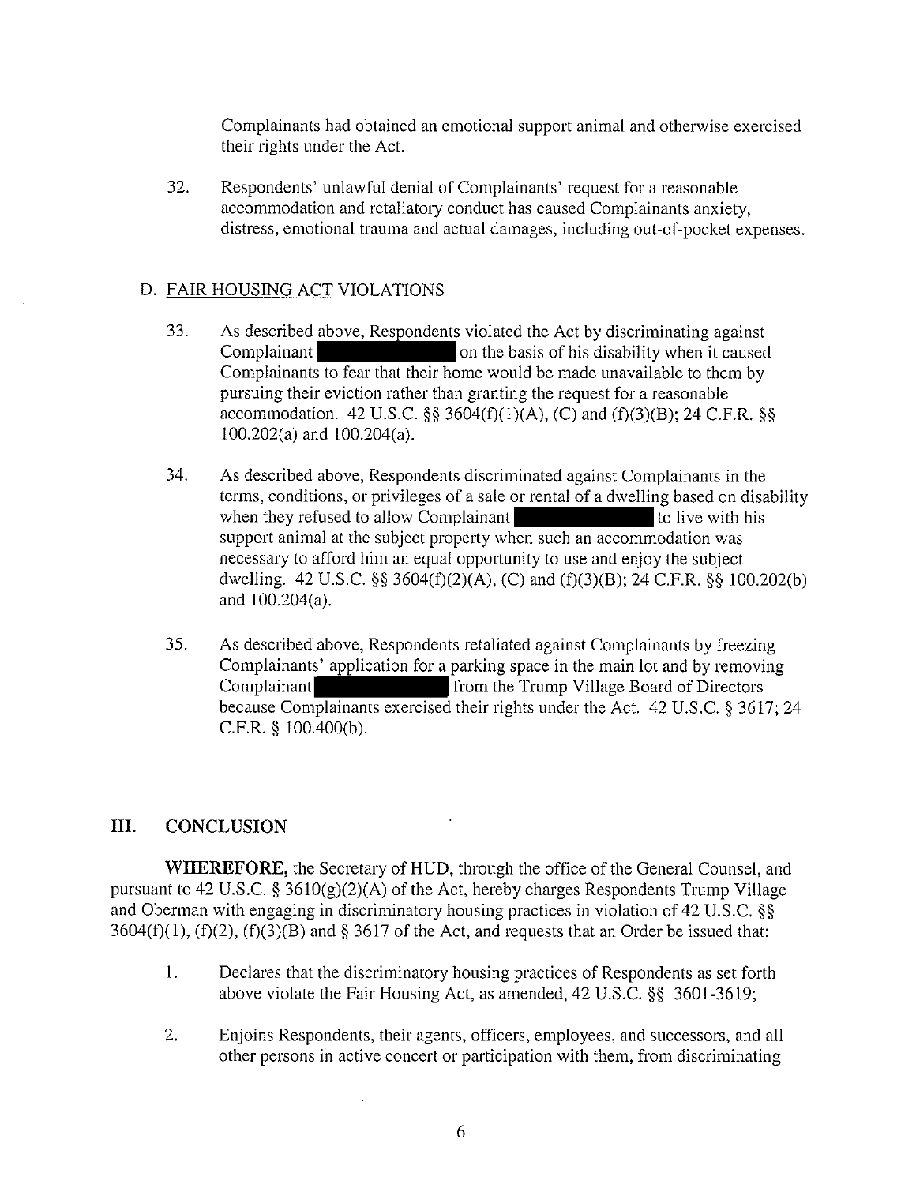Complainants had obtained an emotional support animal and otherwise exercised their rights under the Act.

32. Respondents' unlawful denial of Complainants' request for a reasonable accommodation and retaliatory conduct has caused Complainants anxiety, distress, emotional trauma and actual damages, including out-of-pocket expenses.

## D. FAIR HOUSING ACT VIOLATIONS

33. As described above, Respondents violated the Act by discriminating against Complainant ████████ on the basis of his disability when it caused Complainants to fear that their home would be made unavailable to them by pursuing their eviction rather than granting the request for a reasonable accommodation. 42 U.S.C. §§ 3604(f)(1)(A), (C) and (f)(3)(B); 24 C.F.R. §§ 100.202(a) and 100.204(a).

34. As described above, Respondents discriminated against Complainants in the terms, conditions, or privileges of a sale or rental of a dwelling based on disability when they refused to allow Complainant ████████ to live with his support animal at the subject property when such an accommodation was necessary to afford him an equal opportunity to use and enjoy the subject dwelling. 42 U.S.C. §§ 3604(f)(2)(A), (C) and (f)(3)(B); 24 C.F.R. §§ 100.202(b) and 100.204(a).

35. As described above, Respondents retaliated against Complainants by freezing Complainants' application for a parking space in the main lot and by removing Complainant ████████ from the Trump Village Board of Directors because Complainants exercised their rights under the Act. 42 U.S.C. § 3617; 24 C.F.R. § 100.400(b).

# III. CONCLUSION

**WHEREFORE,** the Secretary of HUD, through the office of the General Counsel, and pursuant to 42 U.S.C. § 3610(g)(2)(A) of the Act, hereby charges Respondents Trump Village and Oberman with engaging in discriminatory housing practices in violation of 42 U.S.C. §§ 3604(f)(1), (f)(2), (f)(3)(B) and § 3617 of the Act, and requests that an Order be issued that:

1. Declares that the discriminatory housing practices of Respondents as set forth above violate the Fair Housing Act, as amended, 42 U.S.C. §§ 3601-3619;

2. Enjoins Respondents, their agents, officers, employees, and successors, and all other persons in active concert or participation with them, from discriminating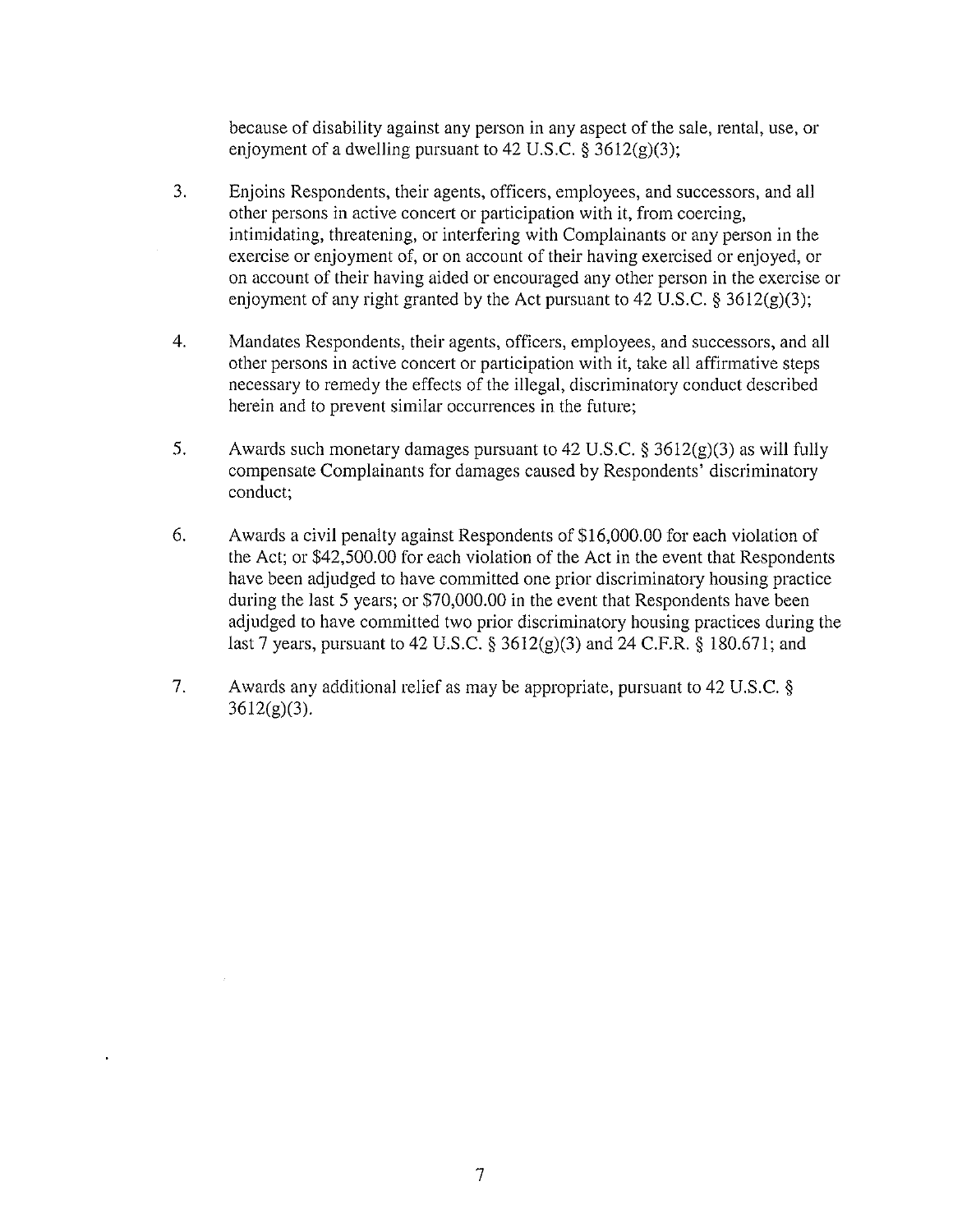because of disability against any person in any aspect of the sale, rental, use, or enjoyment of a dwelling pursuant to 42 U.S.C. § 3612(g)(3);

3. Enjoins Respondents, their agents, officers, employees, and successors, and all other persons in active concert or participation with it, from coercing, intimidating, threatening, or interfering with Complainants or any person in the exercise or enjoyment of, or on account of their having exercised or enjoyed, or on account of their having aided or encouraged any other person in the exercise or enjoyment of any right granted by the Act pursuant to 42 U.S.C. § 3612(g)(3);

4. Mandates Respondents, their agents, officers, employees, and successors, and all other persons in active concert or participation with it, take all affirmative steps necessary to remedy the effects of the illegal, discriminatory conduct described herein and to prevent similar occurrences in the future;

5. Awards such monetary damages pursuant to 42 U.S.C. § 3612(g)(3) as will fully compensate Complainants for damages caused by Respondents' discriminatory conduct;

6. Awards a civil penalty against Respondents of $16,000.00 for each violation of the Act; or $42,500.00 for each violation of the Act in the event that Respondents have been adjudged to have committed one prior discriminatory housing practice during the last 5 years; or $70,000.00 in the event that Respondents have been adjudged to have committed two prior discriminatory housing practices during the last 7 years, pursuant to 42 U.S.C. § 3612(g)(3) and 24 C.F.R. § 180.671; and

7. Awards any additional relief as may be appropriate, pursuant to 42 U.S.C. § 3612(g)(3).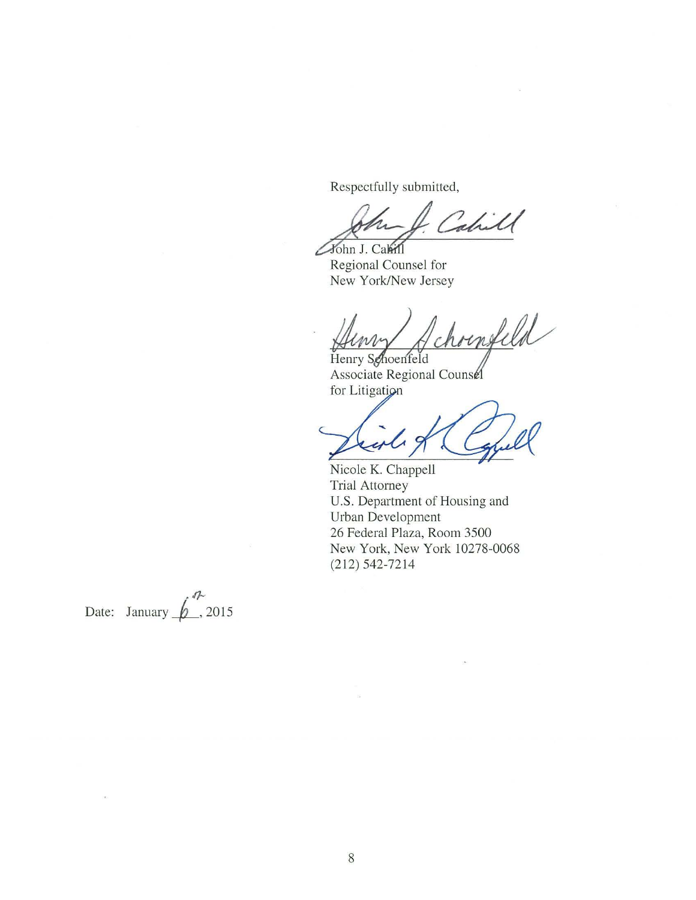Respectfully submitted,

John J. Cahill
Regional Counsel for
New York/New Jersey

Henry Schoenfeld
Associate Regional Counsel
for Litigation

Nicole K. Chappell
Trial Attorney
U.S. Department of Housing and
Urban Development
26 Federal Plaza, Room 3500
New York, New York 10278-0068
(212) 542-7214

Date: January 6th, 2015